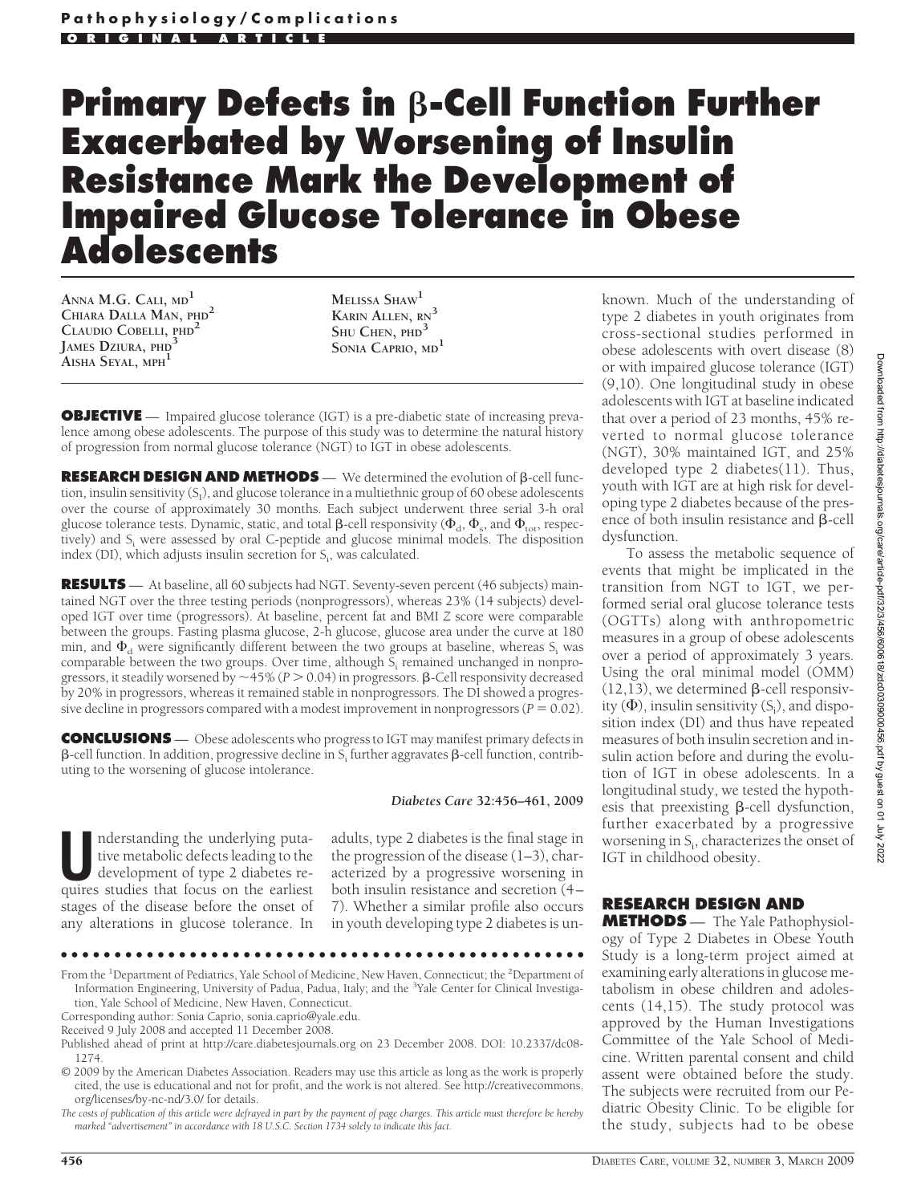Pathophysiology/Complications

ORIGINAL ARTICLE

# Primary Defects in β-Cell Function Further Exacerbated by Worsening of Insulin Resistance Mark the Development of Impaired Glucose Tolerance in Obese Adolescents

Anna M.G. Cali, MD[1]
Chiara Dalla Man, PhD[2]
Claudio Cobelli, PhD[2]
James Dziura, PhD[3]
Aisha Seyal, MPH[1]
Melissa Shaw[1]
Karin Allen, RN[3]
Shu Chen, PhD[3]
Sonia Caprio, MD[1]

**OBJECTIVE** — Impaired glucose tolerance (IGT) is a pre-diabetic state of increasing prevalence among obese adolescents. The purpose of this study was to determine the natural history of progression from normal glucose tolerance (NGT) to IGT in obese adolescents.

**RESEARCH DESIGN AND METHODS** — We determined the evolution of β-cell function, insulin sensitivity ($S_I$), and glucose tolerance in a multiethnic group of 60 obese adolescents over the course of approximately 30 months. Each subject underwent three serial 3-h oral glucose tolerance tests. Dynamic, static, and total β-cell responsivity ($\Phi_d$, $\Phi_s$, and $\Phi_{tot}$, respectively) and $S_I$ were assessed by oral C-peptide and glucose minimal models. The disposition index (DI), which adjusts insulin secretion for $S_I$, was calculated.

**RESULTS** — At baseline, all 60 subjects had NGT. Seventy-seven percent (46 subjects) maintained NGT over the three testing periods (nonprogressors), whereas 23% (14 subjects) developed IGT over time (progressors). At baseline, percent fat and BMI Z score were comparable between the groups. Fasting plasma glucose, 2-h glucose, glucose area under the curve at 180 min, and $\Phi_d$ were significantly different between the two groups at baseline, whereas $S_I$ was comparable between the two groups. Over time, although $S_I$ remained unchanged in nonprogressors, it steadily worsened by ~45% ($P > 0.04$) in progressors. β-Cell responsivity decreased by 20% in progressors, whereas it remained stable in nonprogressors. The DI showed a progressive decline in progressors compared with a modest improvement in nonprogressors ($P = 0.02$).

**CONCLUSIONS** — Obese adolescents who progress to IGT may manifest primary defects in β-cell function. In addition, progressive decline in $S_I$ further aggravates β-cell function, contributing to the worsening of glucose intolerance.

*Diabetes Care* **32:456–461, 2009**

Understanding the underlying putative metabolic defects leading to the development of type 2 diabetes requires studies that focus on the earliest stages of the disease before the onset of any alterations in glucose tolerance. In adults, type 2 diabetes is the final stage in the progression of the disease (1–3), characterized by a progressive worsening in both insulin resistance and secretion (4–7). Whether a similar profile also occurs in youth developing type 2 diabetes is unknown. Much of the understanding of type 2 diabetes in youth originates from cross-sectional studies performed in obese adolescents with overt disease (8) or with impaired glucose tolerance (IGT) (9,10). One longitudinal study in obese adolescents with IGT at baseline indicated that over a period of 23 months, 45% reverted to normal glucose tolerance (NGT), 30% maintained IGT, and 25% developed type 2 diabetes(11). Thus, youth with IGT are at high risk for developing type 2 diabetes because of the presence of both insulin resistance and β-cell dysfunction.

To assess the metabolic sequence of events that might be implicated in the transition from NGT to IGT, we performed serial oral glucose tolerance tests (OGTTs) along with anthropometric measures in a group of obese adolescents over a period of approximately 3 years. Using the oral minimal model (OMM) (12,13), we determined β-cell responsivity (Φ), insulin sensitivity ($S_I$), and disposition index (DI) and thus have repeated measures of both insulin secretion and insulin action before and during the evolution of IGT in obese adolescents. In a longitudinal study, we tested the hypothesis that preexisting β-cell dysfunction, further exacerbated by a progressive worsening in $S_I$, characterizes the onset of IGT in childhood obesity.

## RESEARCH DESIGN AND METHODS

The Yale Pathophysiology of Type 2 Diabetes in Obese Youth Study is a long-term project aimed at examining early alterations in glucose metabolism in obese children and adolescents (14,15). The study protocol was approved by the Human Investigations Committee of the Yale School of Medicine. Written parental consent and child assent were obtained before the study. The subjects were recruited from our Pediatric Obesity Clinic. To be eligible for the study, subjects had to be obese

From the [1]Department of Pediatrics, Yale School of Medicine, New Haven, Connecticut; the [2]Department of Information Engineering, University of Padua, Padua, Italy; and the [3]Yale Center for Clinical Investigation, Yale School of Medicine, New Haven, Connecticut.

Corresponding author: Sonia Caprio, sonia.caprio@yale.edu.

Received 9 July 2008 and accepted 11 December 2008.

Published ahead of print at http://care.diabetesjournals.org on 23 December 2008. DOI: 10.2337/dc08-1274.

© 2009 by the American Diabetes Association. Readers may use this article as long as the work is properly cited, the use is educational and not for profit, and the work is not altered. See http://creativecommons.org/licenses/by-nc-nd/3.0/ for details.

*The costs of publication of this article were defrayed in part by the payment of page charges. This article must therefore be hereby marked "advertisement" in accordance with 18 U.S.C. Section 1734 solely to indicate this fact.*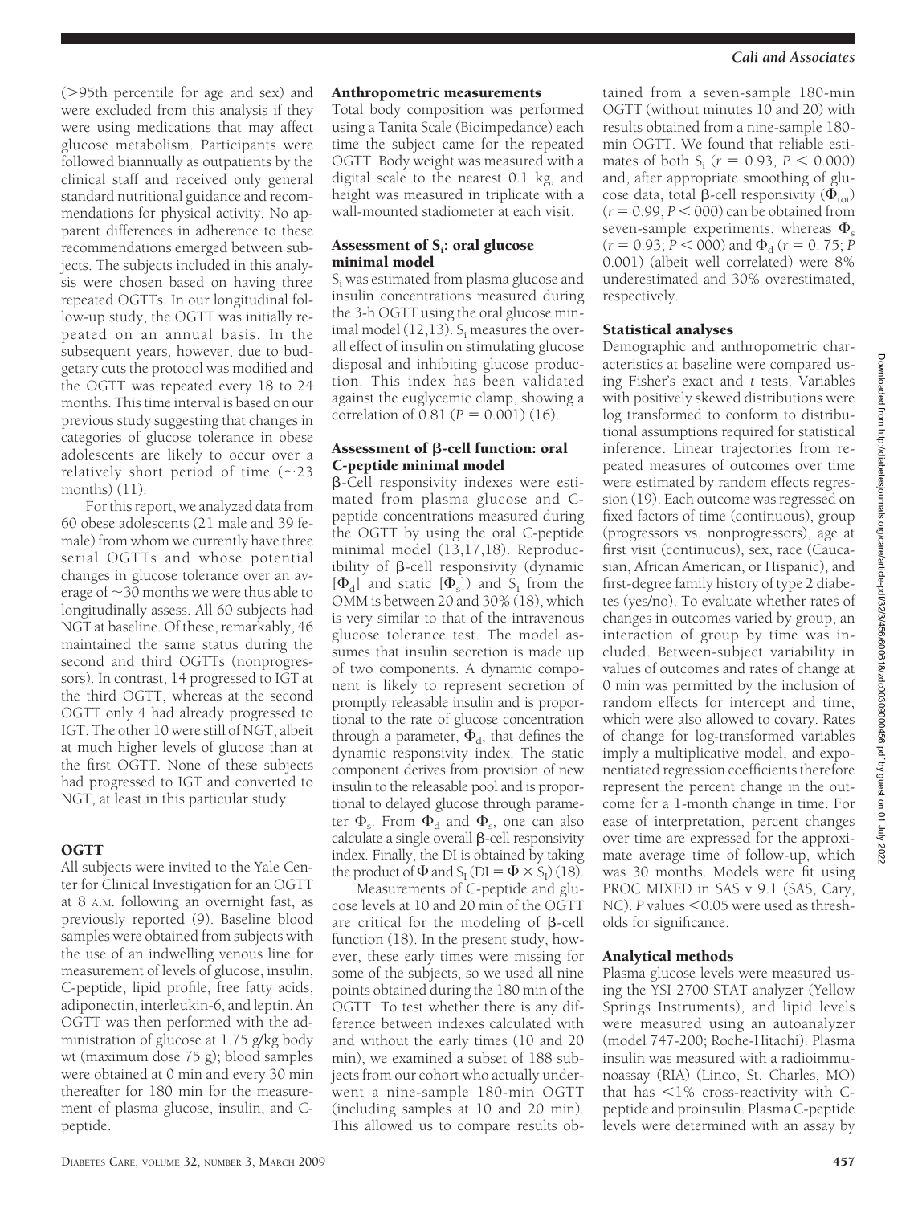(>95th percentile for age and sex) and were excluded from this analysis if they were using medications that may affect glucose metabolism. Participants were followed biannually as outpatients by the clinical staff and received only general standard nutritional guidance and recommendations for physical activity. No apparent differences in adherence to these recommendations emerged between subjects. The subjects included in this analysis were chosen based on having three repeated OGTTs. In our longitudinal follow-up study, the OGTT was initially repeated on an annual basis. In the subsequent years, however, due to budgetary cuts the protocol was modified and the OGTT was repeated every 18 to 24 months. This time interval is based on our previous study suggesting that changes in categories of glucose tolerance in obese adolescents are likely to occur over a relatively short period of time (~23 months) (11).

For this report, we analyzed data from 60 obese adolescents (21 male and 39 female) from whom we currently have three serial OGTTs and whose potential changes in glucose tolerance over an average of ~30 months we were thus able to longitudinally assess. All 60 subjects had NGT at baseline. Of these, remarkably, 46 maintained the same status during the second and third OGTTs (nonprogressors). In contrast, 14 progressed to IGT at the third OGTT, whereas at the second OGTT only 4 had already progressed to IGT. The other 10 were still of NGT, albeit at much higher levels of glucose than at the first OGTT. None of these subjects had progressed to IGT and converted to NGT, at least in this particular study.

## OGTT

All subjects were invited to the Yale Center for Clinical Investigation for an OGTT at 8 A.M. following an overnight fast, as previously reported (9). Baseline blood samples were obtained from subjects with the use of an indwelling venous line for measurement of levels of glucose, insulin, C-peptide, lipid profile, free fatty acids, adiponectin, interleukin-6, and leptin. An OGTT was then performed with the administration of glucose at 1.75 g/kg body wt (maximum dose 75 g); blood samples were obtained at 0 min and every 30 min thereafter for 180 min for the measurement of plasma glucose, insulin, and C-peptide.

## Anthropometric measurements

Total body composition was performed using a Tanita Scale (Bioimpedance) each time the subject came for the repeated OGTT. Body weight was measured with a digital scale to the nearest 0.1 kg, and height was measured in triplicate with a wall-mounted stadiometer at each visit.

## Assessment of $S_i$: oral glucose minimal model

$S_i$ was estimated from plasma glucose and insulin concentrations measured during the 3-h OGTT using the oral glucose minimal model (12,13). $S_i$ measures the overall effect of insulin on stimulating glucose disposal and inhibiting glucose production. This index has been validated against the euglycemic clamp, showing a correlation of 0.81 ($P = 0.001$) (16).

## Assessment of β-cell function: oral C-peptide minimal model

β-Cell responsivity indexes were estimated from plasma glucose and C-peptide concentrations measured during the OGTT by using the oral C-peptide minimal model (13,17,18). Reproducibility of β-cell responsivity (dynamic [$\Phi_d$] and static [$\Phi_s$]) and $S_I$ from the OMM is between 20 and 30% (18), which is very similar to that of the intravenous glucose tolerance test. The model assumes that insulin secretion is made up of two components. A dynamic component is likely to represent secretion of promptly releasable insulin and is proportional to the rate of glucose concentration through a parameter, $\Phi_d$, that defines the dynamic responsivity index. The static component derives from provision of new insulin to the releasable pool and is proportional to delayed glucose through parameter $\Phi_s$. From $\Phi_d$ and $\Phi_s$, one can also calculate a single overall β-cell responsivity index. Finally, the DI is obtained by taking the product of $\Phi$ and $S_I$ ($DI = \Phi \times S_I$) (18).

Measurements of C-peptide and glucose levels at 10 and 20 min of the OGTT are critical for the modeling of β-cell function (18). In the present study, however, these early times were missing for some of the subjects, so we used all nine points obtained during the 180 min of the OGTT. To test whether there is any difference between indexes calculated with and without the early times (10 and 20 min), we examined a subset of 188 subjects from our cohort who actually underwent a nine-sample 180-min OGTT (including samples at 10 and 20 min). This allowed us to compare results obtained from a seven-sample 180-min OGTT (without minutes 10 and 20) with results obtained from a nine-sample 180-min OGTT. We found that reliable estimates of both $S_i$ ($r = 0.93$, $P < 0.000$) and, after appropriate smoothing of glucose data, total β-cell responsivity ($\Phi_{tot}$) ($r = 0.99$, $P < 000$) can be obtained from seven-sample experiments, whereas $\Phi_s$ ($r = 0.93$; $P < 000$) and $\Phi_d$ ($r = 0.75$; $P$ 0.001) (albeit well correlated) were 8% underestimated and 30% overestimated, respectively.

## Statistical analyses

Demographic and anthropometric characteristics at baseline were compared using Fisher's exact and *t* tests. Variables with positively skewed distributions were log transformed to conform to distributional assumptions required for statistical inference. Linear trajectories from repeated measures of outcomes over time were estimated by random effects regression (19). Each outcome was regressed on fixed factors of time (continuous), group (progressors vs. nonprogressors), age at first visit (continuous), sex, race (Caucasian, African American, or Hispanic), and first-degree family history of type 2 diabetes (yes/no). To evaluate whether rates of changes in outcomes varied by group, an interaction of group by time was included. Between-subject variability in values of outcomes and rates of change at 0 min was permitted by the inclusion of random effects for intercept and time, which were also allowed to covary. Rates of change for log-transformed variables imply a multiplicative model, and exponentiated regression coefficients therefore represent the percent change in the outcome for a 1-month change in time. For ease of interpretation, percent changes over time are expressed for the approximate average time of follow-up, which was 30 months. Models were fit using PROC MIXED in SAS v 9.1 (SAS, Cary, NC). $P$ values $<0.05$ were used as thresholds for significance.

## Analytical methods

Plasma glucose levels were measured using the YSI 2700 STAT analyzer (Yellow Springs Instruments), and lipid levels were measured using an autoanalyzer (model 747-200; Roche-Hitachi). Plasma insulin was measured with a radioimmunoassay (RIA) (Linco, St. Charles, MO) that has <1% cross-reactivity with C-peptide and proinsulin. Plasma C-peptide levels were determined with an assay by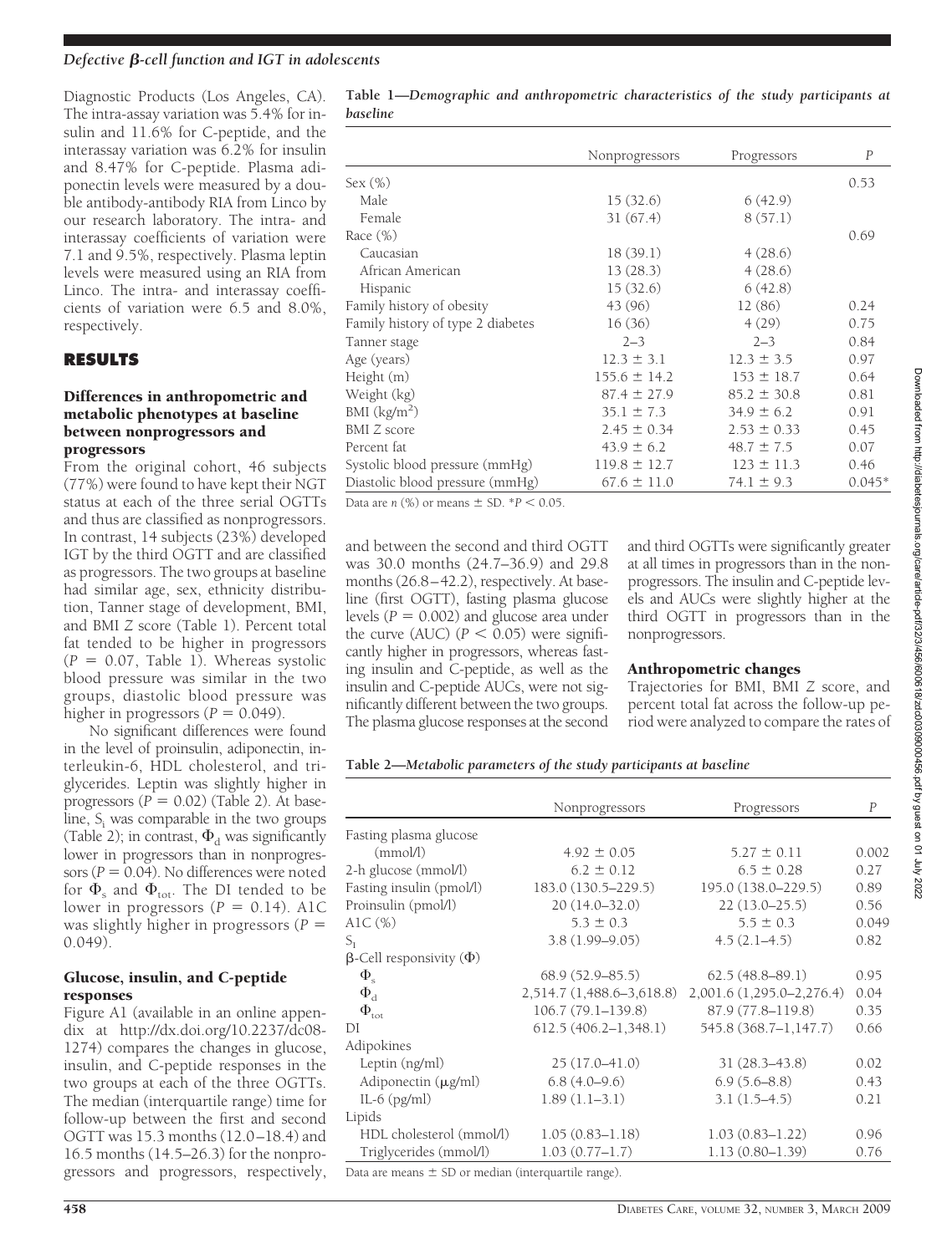Diagnostic Products (Los Angeles, CA). The intra-assay variation was 5.4% for insulin and 11.6% for C-peptide, and the interassay variation was 6.2% for insulin and 8.47% for C-peptide. Plasma adiponectin levels were measured by a double antibody-antibody RIA from Linco by our research laboratory. The intra- and interassay coefficients of variation were 7.1 and 9.5%, respectively. Plasma leptin levels were measured using an RIA from Linco. The intra- and interassay coefficients of variation were 6.5 and 8.0%, respectively.

## RESULTS

### Differences in anthropometric and metabolic phenotypes at baseline between nonprogressors and progressors

From the original cohort, 46 subjects (77%) were found to have kept their NGT status at each of the three serial OGTTs and thus are classified as nonprogressors. In contrast, 14 subjects (23%) developed IGT by the third OGTT and are classified as progressors. The two groups at baseline had similar age, sex, ethnicity distribution, Tanner stage of development, BMI, and BMI $Z$ score (Table 1). Percent total fat tended to be higher in progressors ($P = 0.07$, Table 1). Whereas systolic blood pressure was similar in the two groups, diastolic blood pressure was higher in progressors ($P = 0.049$).

No significant differences were found in the level of proinsulin, adiponectin, interleukin-6, HDL cholesterol, and triglycerides. Leptin was slightly higher in progressors ($P = 0.02$) (Table 2). At baseline, $S_i$ was comparable in the two groups (Table 2); in contrast, $\Phi_d$ was significantly lower in progressors than in nonprogressors ($P = 0.04$). No differences were noted for $\Phi_s$ and $\Phi_{tot}$. The DI tended to be lower in progressors ($P = 0.14$). A1C was slightly higher in progressors ($P = 0.049$).

### Glucose, insulin, and C-peptide responses

Figure A1 (available in an online appendix at http://dx.doi.org/10.2237/dc08-1274) compares the changes in glucose, insulin, and C-peptide responses in the two groups at each of the three OGTTs. The median (interquartile range) time for follow-up between the first and second OGTT was 15.3 months (12.0–18.4) and 16.5 months (14.5–26.3) for the nonprogressors and progressors, respectively, and between the second and third OGTT was 30.0 months (24.7–36.9) and 29.8 months (26.8–42.2), respectively. At baseline (first OGTT), fasting plasma glucose levels ($P = 0.002$) and glucose area under the curve (AUC) ($P < 0.05$) were significantly higher in progressors, whereas fasting insulin and C-peptide, as well as the insulin and C-peptide AUCs, were not significantly different between the two groups. The plasma glucose responses at the second and third OGTTs were significantly greater at all times in progressors than in the nonprogressors. The insulin and C-peptide levels and AUCs were slightly higher at the third OGTT in progressors than in the nonprogressors.

### Anthropometric changes

Trajectories for BMI, BMI $Z$ score, and percent total fat across the follow-up period were analyzed to compare the rates of

**Table 1—Demographic and anthropometric characteristics of the study participants at baseline**

| | Nonprogressors | Progressors | $P$ |
|---|---|---|---|
| Sex (%) | | | 0.53 |
| Male | 15 (32.6) | 6 (42.9) | |
| Female | 31 (67.4) | 8 (57.1) | |
| Race (%) | | | 0.69 |
| Caucasian | 18 (39.1) | 4 (28.6) | |
| African American | 13 (28.3) | 4 (28.6) | |
| Hispanic | 15 (32.6) | 6 (42.8) | |
| Family history of obesity | 43 (96) | 12 (86) | 0.24 |
| Family history of type 2 diabetes | 16 (36) | 4 (29) | 0.75 |
| Tanner stage | 2–3 | 2–3 | 0.84 |
| Age (years) | 12.3 ± 3.1 | 12.3 ± 3.5 | 0.97 |
| Height (m) | 155.6 ± 14.2 | 153 ± 18.7 | 0.64 |
| Weight (kg) | 87.4 ± 27.9 | 85.2 ± 30.8 | 0.81 |
| BMI (kg/m$^2$) | 35.1 ± 7.3 | 34.9 ± 6.2 | 0.91 |
| BMI $Z$ score | 2.45 ± 0.34 | 2.53 ± 0.33 | 0.45 |
| Percent fat | 43.9 ± 6.2 | 48.7 ± 7.5 | 0.07 |
| Systolic blood pressure (mmHg) | 119.8 ± 12.7 | 123 ± 11.3 | 0.46 |
| Diastolic blood pressure (mmHg) | 67.6 ± 11.0 | 74.1 ± 9.3 | 0.045* |

Data are $n$ (%) or means ± SD. *$P < 0.05$.

**Table 2—Metabolic parameters of the study participants at baseline**

| | Nonprogressors | Progressors | $P$ |
|---|---|---|---|
| Fasting plasma glucose (mmol/l) | 4.92 ± 0.05 | 5.27 ± 0.11 | 0.002 |
| 2-h glucose (mmol/l) | 6.2 ± 0.12 | 6.5 ± 0.28 | 0.27 |
| Fasting insulin (pmol/l) | 183.0 (130.5–229.5) | 195.0 (138.0–229.5) | 0.89 |
| Proinsulin (pmol/l) | 20 (14.0–32.0) | 22 (13.0–25.5) | 0.56 |
| A1C (%) | 5.3 ± 0.3 | 5.5 ± 0.3 | 0.049 |
| $S_I$ | 3.8 (1.99–9.05) | 4.5 (2.1–4.5) | 0.82 |
| β-Cell responsivity ($\Phi$) | | | |
| $\Phi_s$ | 68.9 (52.9–85.5) | 62.5 (48.8–89.1) | 0.95 |
| $\Phi_d$ | 2,514.7 (1,488.6–3,618.8) | 2,001.6 (1,295.0–2,276.4) | 0.04 |
| $\Phi_{tot}$ | 106.7 (79.1–139.8) | 87.9 (77.8–119.8) | 0.35 |
| DI | 612.5 (406.2–1,348.1) | 545.8 (368.7–1,147.7) | 0.66 |
| Adipokines | | | |
| Leptin (ng/ml) | 25 (17.0–41.0) | 31 (28.3–43.8) | 0.02 |
| Adiponectin (μg/ml) | 6.8 (4.0–9.6) | 6.9 (5.6–8.8) | 0.43 |
| IL-6 (pg/ml) | 1.89 (1.1–3.1) | 3.1 (1.5–4.5) | 0.21 |
| Lipids | | | |
| HDL cholesterol (mmol/l) | 1.05 (0.83–1.18) | 1.03 (0.83–1.22) | 0.96 |
| Triglycerides (mmol/l) | 1.03 (0.77–1.7) | 1.13 (0.80–1.39) | 0.76 |

Data are means ± SD or median (interquartile range).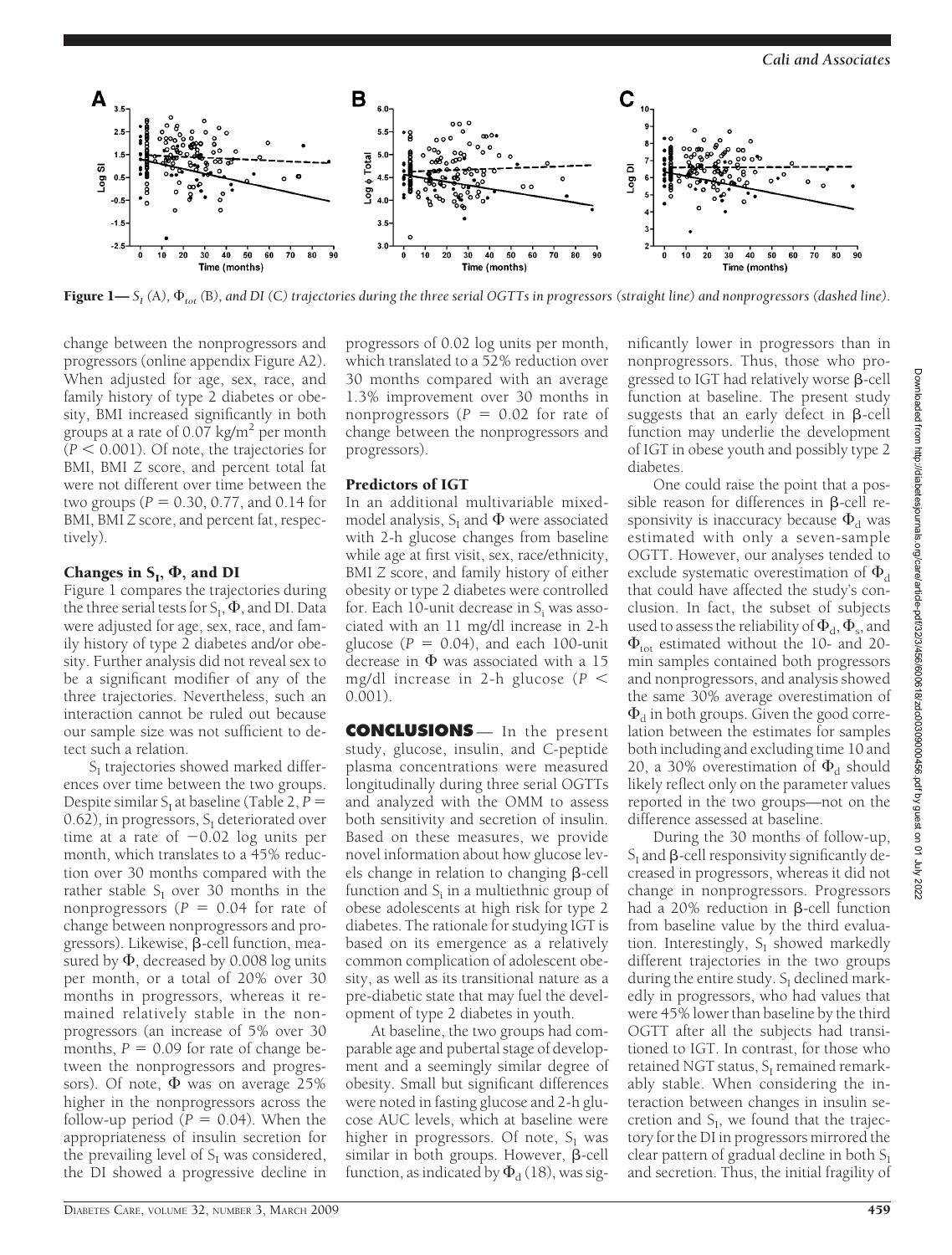**Figure 1**— $S_I$ (A), $\Phi_{tot}$ (B), and DI (C) trajectories during the three serial OGTTs in progressors (straight line) and nonprogressors (dashed line).

change between the nonprogressors and progressors (online appendix Figure A2). When adjusted for age, sex, race, and family history of type 2 diabetes or obesity, BMI increased significantly in both groups at a rate of 0.07 $kg/m^2$ per month ($P < 0.001$). Of note, the trajectories for BMI, BMI *Z* score, and percent total fat were not different over time between the two groups ($P = 0.30$, 0.77, and 0.14 for BMI, BMI *Z* score, and percent fat, respectively).

### Changes in $S_I$, $\Phi$, and DI

Figure 1 compares the trajectories during the three serial tests for $S_I$, $\Phi$, and DI. Data were adjusted for age, sex, race, and family history of type 2 diabetes and/or obesity. Further analysis did not reveal sex to be a significant modifier of any of the three trajectories. Nevertheless, such an interaction cannot be ruled out because our sample size was not sufficient to detect such a relation.

$S_I$ trajectories showed marked differences over time between the two groups. Despite similar $S_I$ at baseline (Table 2, $P = 0.62$), in progressors, $S_I$ deteriorated over time at a rate of −0.02 log units per month, which translates to a 45% reduction over 30 months compared with the rather stable $S_I$ over 30 months in the nonprogressors ($P = 0.04$ for rate of change between nonprogressors and progressors). Likewise, β-cell function, measured by $\Phi$, decreased by 0.008 log units per month, or a total of 20% over 30 months in progressors, whereas it remained relatively stable in the nonprogressors (an increase of 5% over 30 months, $P = 0.09$ for rate of change between the nonprogressors and progressors). Of note, $\Phi$ was on average 25% higher in the nonprogressors across the follow-up period ($P = 0.04$). When the appropriateness of insulin secretion for the prevailing level of $S_I$ was considered, the DI showed a progressive decline in progressors of 0.02 log units per month, which translated to a 52% reduction over 30 months compared with an average 1.3% improvement over 30 months in nonprogressors ($P = 0.02$ for rate of change between the nonprogressors and progressors).

### Predictors of IGT

In an additional multivariable mixed-model analysis, $S_I$ and $\Phi$ were associated with 2-h glucose changes from baseline while age at first visit, sex, race/ethnicity, BMI *Z* score, and family history of either obesity or type 2 diabetes were controlled for. Each 10-unit decrease in $S_i$ was associated with an 11 mg/dl increase in 2-h glucose ($P = 0.04$), and each 100-unit decrease in $\Phi$ was associated with a 15 mg/dl increase in 2-h glucose ($P < 0.001$).

## CONCLUSIONS

In the present study, glucose, insulin, and C-peptide plasma concentrations were measured longitudinally during three serial OGTTs and analyzed with the OMM to assess both sensitivity and secretion of insulin. Based on these measures, we provide novel information about how glucose levels change in relation to changing β-cell function and $S_i$ in a multiethnic group of obese adolescents at high risk for type 2 diabetes. The rationale for studying IGT is based on its emergence as a relatively common complication of adolescent obesity, as well as its transitional nature as a pre-diabetic state that may fuel the development of type 2 diabetes in youth.

At baseline, the two groups had comparable age and pubertal stage of development and a seemingly similar degree of obesity. Small but significant differences were noted in fasting glucose and 2-h glucose AUC levels, which at baseline were higher in progressors. Of note, $S_I$ was similar in both groups. However, β-cell function, as indicated by $\Phi_d$ (18), was significantly lower in progressors than in nonprogressors. Thus, those who progressed to IGT had relatively worse β-cell function at baseline. The present study suggests that an early defect in β-cell function may underlie the development of IGT in obese youth and possibly type 2 diabetes.

One could raise the point that a possible reason for differences in β-cell responsivity is inaccuracy because $\Phi_d$ was estimated with only a seven-sample OGTT. However, our analyses tended to exclude systematic overestimation of $\Phi_d$ that could have affected the study's conclusion. In fact, the subset of subjects used to assess the reliability of $\Phi_d$, $\Phi_s$, and $\Phi_{tot}$ estimated without the 10- and 20-min samples contained both progressors and nonprogressors, and analysis showed the same 30% average overestimation of $\Phi_d$ in both groups. Given the good correlation between the estimates for samples both including and excluding time 10 and 20, a 30% overestimation of $\Phi_d$ should likely reflect only on the parameter values reported in the two groups—not on the difference assessed at baseline.

During the 30 months of follow-up, $S_I$ and β-cell responsivity significantly decreased in progressors, whereas it did not change in nonprogressors. Progressors had a 20% reduction in β-cell function from baseline value by the third evaluation. Interestingly, $S_I$ showed markedly different trajectories in the two groups during the entire study. $S_I$ declined markedly in progressors, who had values that were 45% lower than baseline by the third OGTT after all the subjects had transitioned to IGT. In contrast, for those who retained NGT status, $S_I$ remained remarkably stable. When considering the interaction between changes in insulin secretion and $S_I$, we found that the trajectory for the DI in progressors mirrored the clear pattern of gradual decline in both $S_I$ and secretion. Thus, the initial fragility of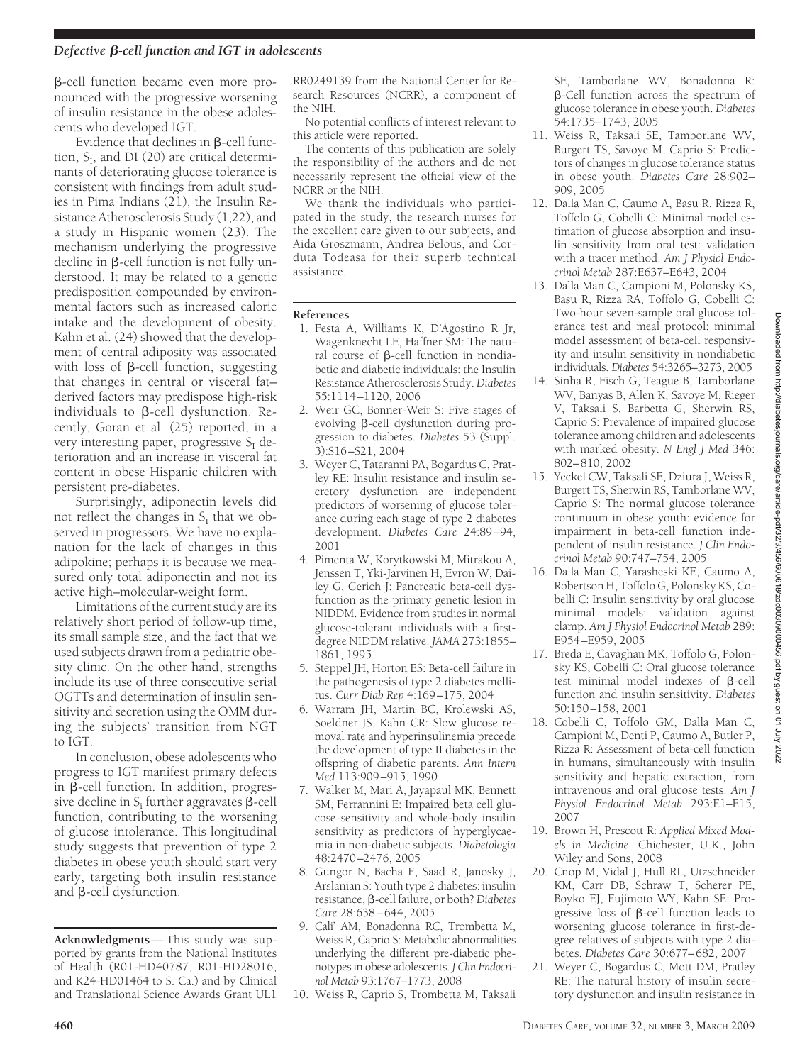β-cell function became even more pronounced with the progressive worsening of insulin resistance in the obese adolescents who developed IGT.

Evidence that declines in β-cell function, $S_I$, and DI (20) are critical determinants of deteriorating glucose tolerance is consistent with findings from adult studies in Pima Indians (21), the Insulin Resistance Atherosclerosis Study (1,22), and a study in Hispanic women (23). The mechanism underlying the progressive decline in β-cell function is not fully understood. It may be related to a genetic predisposition compounded by environmental factors such as increased caloric intake and the development of obesity. Kahn et al. (24) showed that the development of central adiposity was associated with loss of β-cell function, suggesting that changes in central or visceral fat–derived factors may predispose high-risk individuals to β-cell dysfunction. Recently, Goran et al. (25) reported, in a very interesting paper, progressive $S_I$ deterioration and an increase in visceral fat content in obese Hispanic children with persistent pre-diabetes.

Surprisingly, adiponectin levels did not reflect the changes in $S_I$ that we observed in progressors. We have no explanation for the lack of changes in this adipokine; perhaps it is because we measured only total adiponectin and not its active high–molecular-weight form.

Limitations of the current study are its relatively short period of follow-up time, its small sample size, and the fact that we used subjects drawn from a pediatric obesity clinic. On the other hand, strengths include its use of three consecutive serial OGTTs and determination of insulin sensitivity and secretion using the OMM during the subjects' transition from NGT to IGT.

In conclusion, obese adolescents who progress to IGT manifest primary defects in β-cell function. In addition, progressive decline in $S_i$ further aggravates β-cell function, contributing to the worsening of glucose intolerance. This longitudinal study suggests that prevention of type 2 diabetes in obese youth should start very early, targeting both insulin resistance and β-cell dysfunction.

**Acknowledgments**— This study was supported by grants from the National Institutes of Health (R01-HD40787, R01-HD28016, and K24-HD01464 to S. Ca.) and by Clinical and Translational Science Awards Grant UL1 RR0249139 from the National Center for Research Resources (NCRR), a component of the NIH.

No potential conflicts of interest relevant to this article were reported.

The contents of this publication are solely the responsibility of the authors and do not necessarily represent the official view of the NCRR or the NIH.

We thank the individuals who participated in the study, the research nurses for the excellent care given to our subjects, and Aida Groszmann, Andrea Belous, and Corduta Todeasa for their superb technical assistance.

## References

1. Festa A, Williams K, D'Agostino R Jr, Wagenknecht LE, Haffner SM: The natural course of β-cell function in nondiabetic and diabetic individuals: the Insulin Resistance Atherosclerosis Study. *Diabetes* 55:1114–1120, 2006
2. Weir GC, Bonner-Weir S: Five stages of evolving β-cell dysfunction during progression to diabetes. *Diabetes* 53 (Suppl. 3):S16–S21, 2004
3. Weyer C, Tataranni PA, Bogardus C, Pratley RE: Insulin resistance and insulin secretory dysfunction are independent predictors of worsening of glucose tolerance during each stage of type 2 diabetes development. *Diabetes Care* 24:89–94, 2001
4. Pimenta W, Korytkowski M, Mitrakou A, Jenssen T, Yki-Jarvinen H, Evron W, Dailey G, Gerich J: Pancreatic beta-cell dysfunction as the primary genetic lesion in NIDDM. Evidence from studies in normal glucose-tolerant individuals with a first-degree NIDDM relative. *JAMA* 273:1855–1861, 1995
5. Steppel JH, Horton ES: Beta-cell failure in the pathogenesis of type 2 diabetes mellitus. *Curr Diab Rep* 4:169–175, 2004
6. Warram JH, Martin BC, Krolewski AS, Soeldner JS, Kahn CR: Slow glucose removal rate and hyperinsulinemia precede the development of type II diabetes in the offspring of diabetic parents. *Ann Intern Med* 113:909–915, 1990
7. Walker M, Mari A, Jayapaul MK, Bennett SM, Ferrannini E: Impaired beta cell glucose sensitivity and whole-body insulin sensitivity as predictors of hyperglycaemia in non-diabetic subjects. *Diabetologia* 48:2470–2476, 2005
8. Gungor N, Bacha F, Saad R, Janosky J, Arslanian S: Youth type 2 diabetes: insulin resistance, β-cell failure, or both? *Diabetes Care* 28:638–644, 2005
9. Cali' AM, Bonadonna RC, Trombetta M, Weiss R, Caprio S: Metabolic abnormalities underlying the different pre-diabetic phenotypes in obese adolescents. *J Clin Endocrinol Metab* 93:1767–1773, 2008
10. Weiss R, Caprio S, Trombetta M, Taksali SE, Tamborlane WV, Bonadonna R: β-Cell function across the spectrum of glucose tolerance in obese youth. *Diabetes* 54:1735–1743, 2005
11. Weiss R, Taksali SE, Tamborlane WV, Burgert TS, Savoye M, Caprio S: Predictors of changes in glucose tolerance status in obese youth. *Diabetes Care* 28:902–909, 2005
12. Dalla Man C, Caumo A, Basu R, Rizza R, Toffolo G, Cobelli C: Minimal model estimation of glucose absorption and insulin sensitivity from oral test: validation with a tracer method. *Am J Physiol Endocrinol Metab* 287:E637–E643, 2004
13. Dalla Man C, Campioni M, Polonsky KS, Basu R, Rizza RA, Toffolo G, Cobelli C: Two-hour seven-sample oral glucose tolerance test and meal protocol: minimal model assessment of beta-cell responsivity and insulin sensitivity in nondiabetic individuals. *Diabetes* 54:3265–3273, 2005
14. Sinha R, Fisch G, Teague B, Tamborlane WV, Banyas B, Allen K, Savoye M, Rieger V, Taksali S, Barbetta G, Sherwin RS, Caprio S: Prevalence of impaired glucose tolerance among children and adolescents with marked obesity. *N Engl J Med* 346: 802–810, 2002
15. Yeckel CW, Taksali SE, Dziura J, Weiss R, Burgert TS, Sherwin RS, Tamborlane WV, Caprio S: The normal glucose tolerance continuum in obese youth: evidence for impairment in beta-cell function independent of insulin resistance. *J Clin Endocrinol Metab* 90:747–754, 2005
16. Dalla Man C, Yarasheski KE, Caumo A, Robertson H, Toffolo G, Polonsky KS, Cobelli C: Insulin sensitivity by oral glucose minimal models: validation against clamp. *Am J Physiol Endocrinol Metab* 289: E954–E959, 2005
17. Breda E, Cavaghan MK, Toffolo G, Polonsky KS, Cobelli C: Oral glucose tolerance test minimal model indexes of β-cell function and insulin sensitivity. *Diabetes* 50:150–158, 2001
18. Cobelli C, Toffolo GM, Dalla Man C, Campioni M, Denti P, Caumo A, Butler P, Rizza R: Assessment of beta-cell function in humans, simultaneously with insulin sensitivity and hepatic extraction, from intravenous and oral glucose tests. *Am J Physiol Endocrinol Metab* 293:E1–E15, 2007
19. Brown H, Prescott R: *Applied Mixed Models in Medicine*. Chichester, U.K., John Wiley and Sons, 2008
20. Cnop M, Vidal J, Hull RL, Utzschneider KM, Carr DB, Schraw T, Scherer PE, Boyko EJ, Fujimoto WY, Kahn SE: Progressive loss of β-cell function leads to worsening glucose tolerance in first-degree relatives of subjects with type 2 diabetes. *Diabetes Care* 30:677–682, 2007
21. Weyer C, Bogardus C, Mott DM, Pratley RE: The natural history of insulin secretory dysfunction and insulin resistance in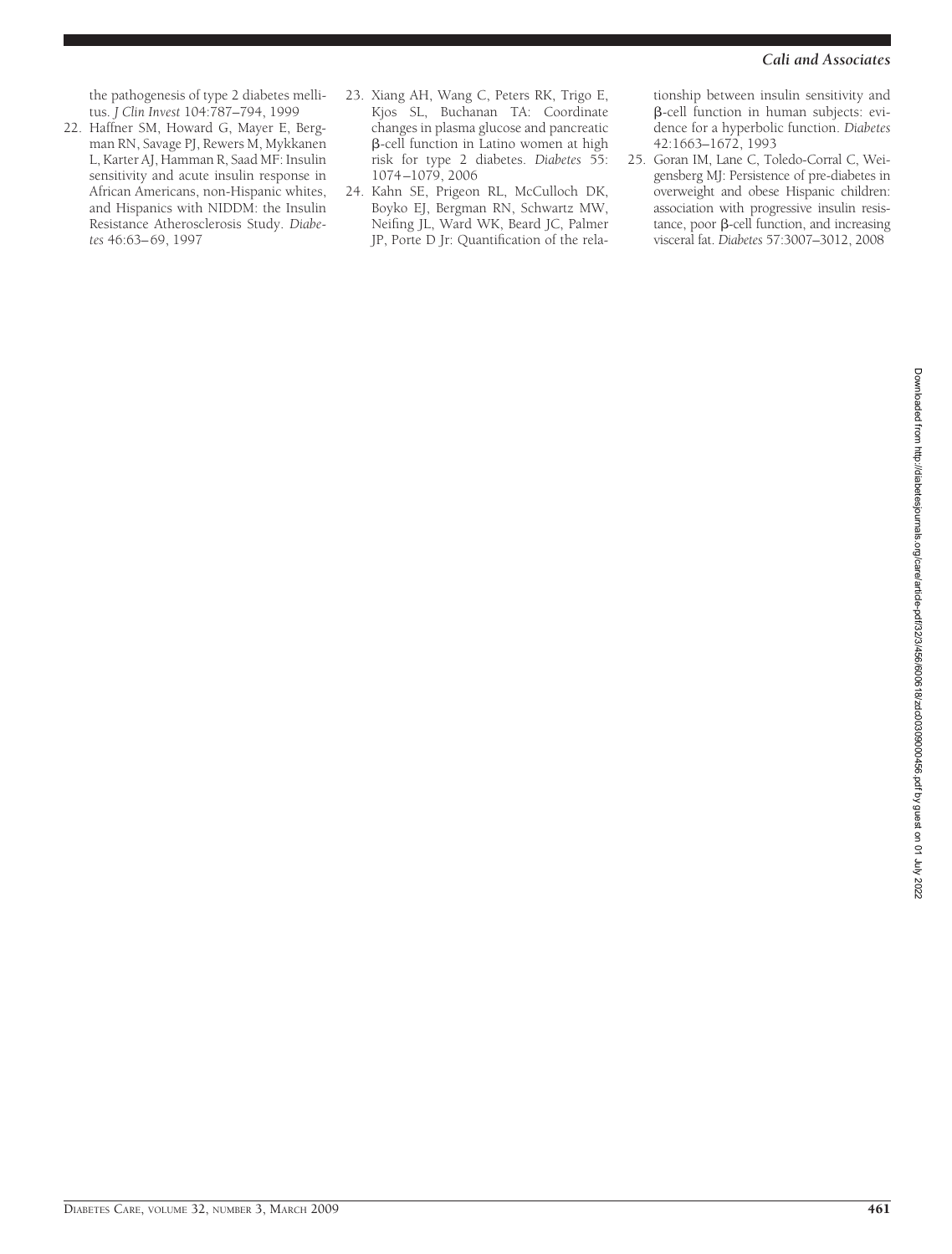the pathogenesis of type 2 diabetes mellitus. *J Clin Invest* 104:787–794, 1999

22. Haffner SM, Howard G, Mayer E, Bergman RN, Savage PJ, Rewers M, Mykkanen L, Karter AJ, Hamman R, Saad MF: Insulin sensitivity and acute insulin response in African Americans, non-Hispanic whites, and Hispanics with NIDDM: the Insulin Resistance Atherosclerosis Study. *Diabetes* 46:63–69, 1997
23. Xiang AH, Wang C, Peters RK, Trigo E, Kjos SL, Buchanan TA: Coordinate changes in plasma glucose and pancreatic β-cell function in Latino women at high risk for type 2 diabetes. *Diabetes* 55: 1074–1079, 2006
24. Kahn SE, Prigeon RL, McCulloch DK, Boyko EJ, Bergman RN, Schwartz MW, Neifing JL, Ward WK, Beard JC, Palmer JP, Porte D Jr: Quantification of the relationship between insulin sensitivity and β-cell function in human subjects: evidence for a hyperbolic function. *Diabetes* 42:1663–1672, 1993
25. Goran IM, Lane C, Toledo-Corral C, Weigensberg MJ: Persistence of pre-diabetes in overweight and obese Hispanic children: association with progressive insulin resistance, poor β-cell function, and increasing visceral fat. *Diabetes* 57:3007–3012, 2008